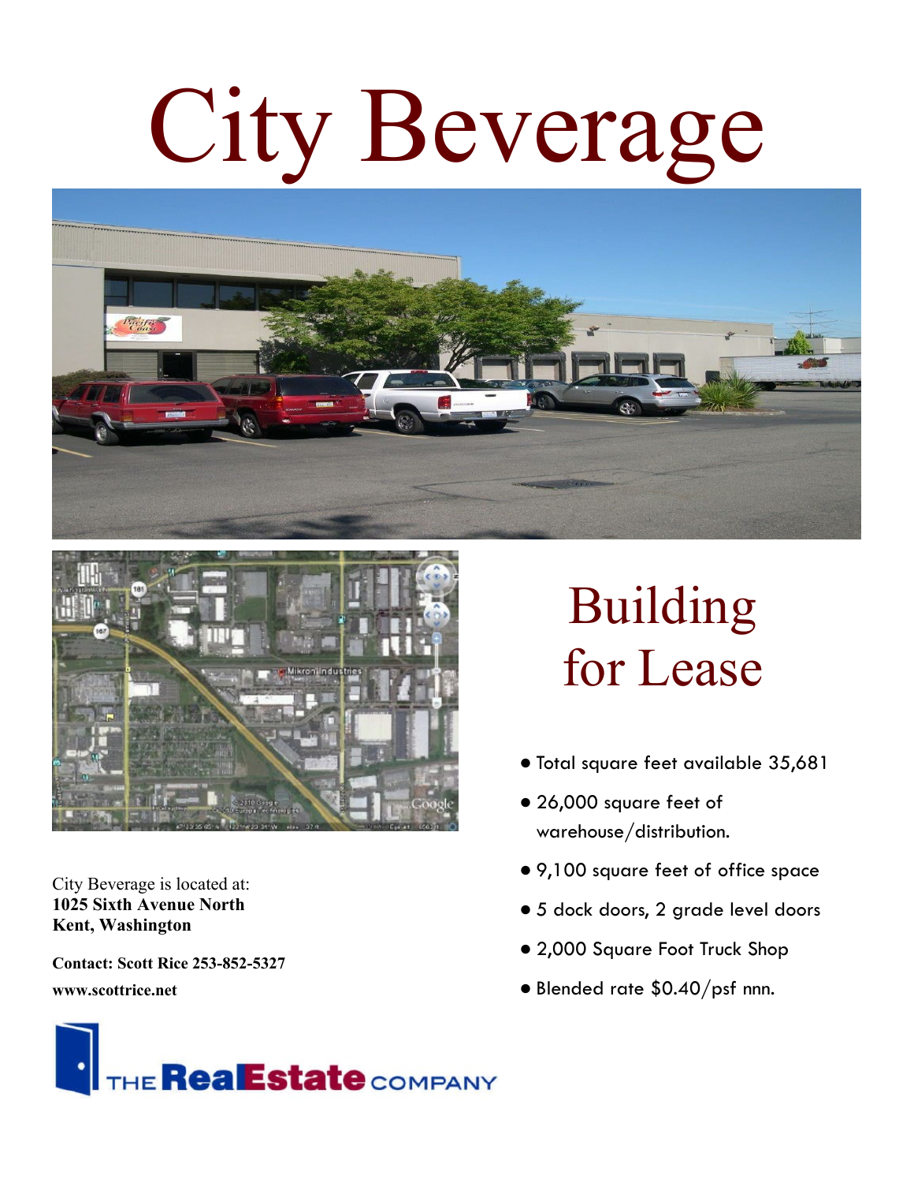# City Beverage

## Building for Lease

- Total square feet available 35,681
- 26,000 square feet of warehouse/distribution.
- 9,100 square feet of office space
- 5 dock doors, 2 grade level doors
- 2,000 Square Foot Truck Shop
- Blended rate $0.40/psf nnn.

City Beverage is located at:
**1025 Sixth Avenue North**
**Kent, Washington**

**Contact: Scott Rice 253-852-5327**

**www.scottrice.net**

THE RealEstate COMPANY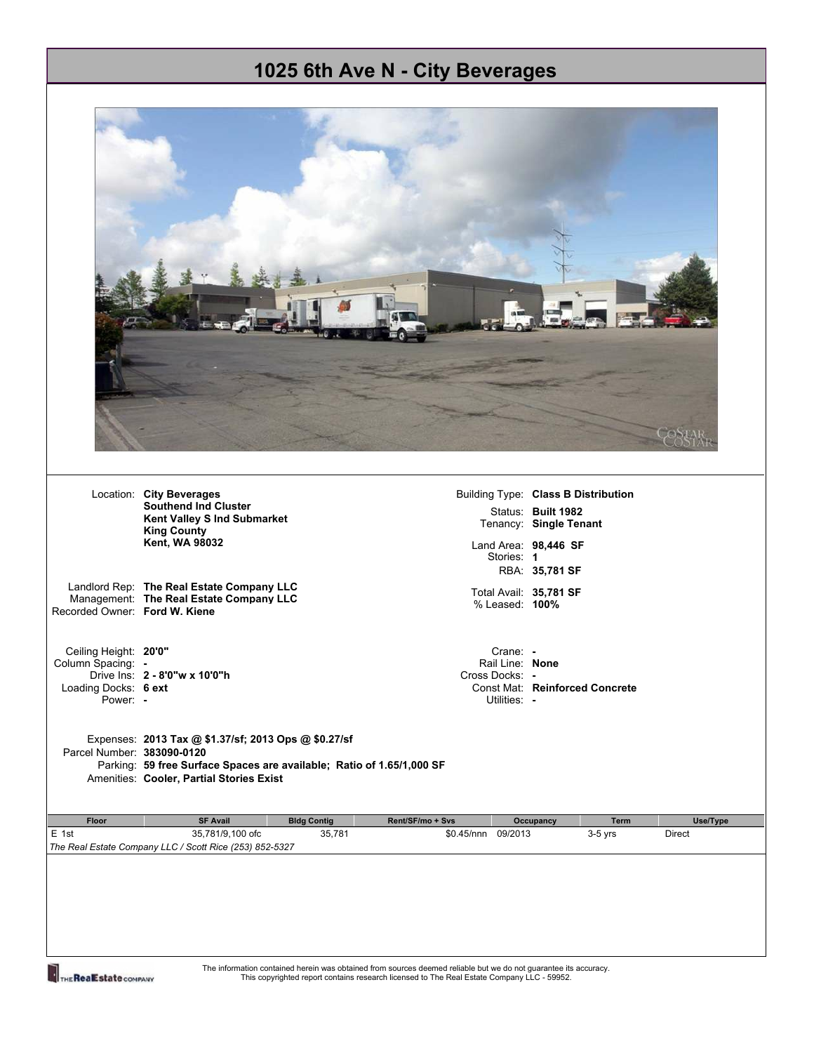# 1025 6th Ave N - City Beverages

Location: **City Beverages**
**Southend Ind Cluster**
**Kent Valley S Ind Submarket**
**King County**
**Kent, WA 98032**

Landlord Rep: **The Real Estate Company LLC**
Management: **The Real Estate Company LLC**
Recorded Owner: **Ford W. Kiene**

Building Type: **Class B Distribution**
Status: **Built 1982**
Tenancy: **Single Tenant**
Land Area: **98,446 SF**
Stories: **1**
RBA: **35,781 SF**
Total Avail: **35,781 SF**
% Leased: **100%**

Ceiling Height: **20'0"**
Column Spacing: **-**
Drive Ins: **2 - 8'0"w x 10'0"h**
Loading Docks: **6 ext**
Power: **-**

Crane: **-**
Rail Line: **None**
Cross Docks: **-**
Const Mat: **Reinforced Concrete**
Utilities: **-**

Expenses: **2013 Tax @ $1.37/sf; 2013 Ops @ $0.27/sf**
Parcel Number: **383090-0120**
Parking: **59 free Surface Spaces are available; Ratio of 1.65/1,000 SF**
Amenities: **Cooler, Partial Stories Exist**

| Floor | SF Avail | Bldg Contig | Rent/SF/mo + Svs | Occupancy | Term | Use/Type |
|---|---|---|---|---|---|---|
| E 1st | 35,781/9,100 ofc | 35,781 | $0.45/nnn | 09/2013 | 3-5 yrs | Direct |

*The Real Estate Company LLC / Scott Rice (253) 852-5327*

The information contained herein was obtained from sources deemed reliable but we do not guarantee its accuracy.
This copyrighted report contains research licensed to The Real Estate Company LLC - 59952.